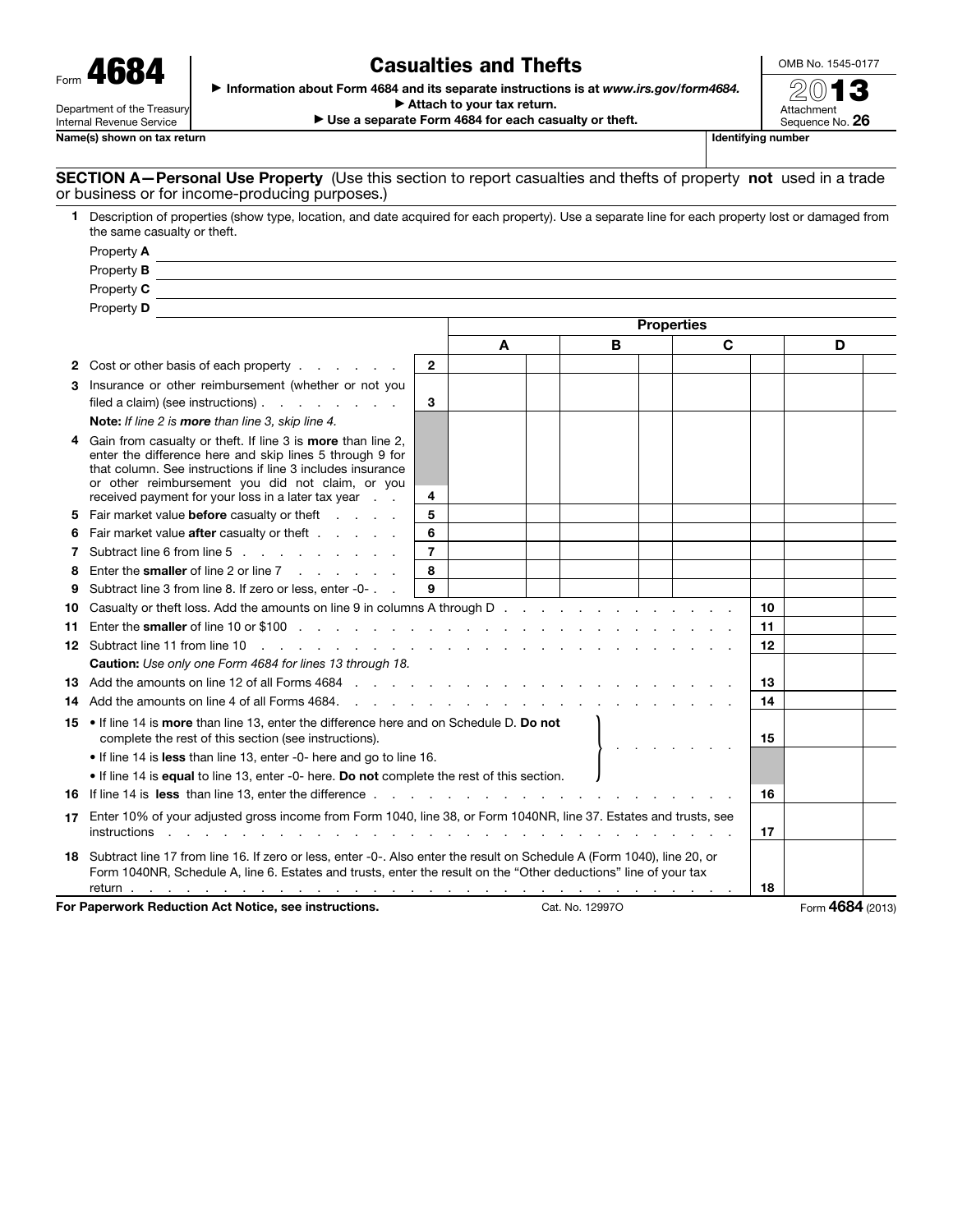Form **4684**

Department of the Treasury
Internal Revenue Service

# Casualties and Thefts

► Information about Form 4684 and its separate instructions is at *www.irs.gov/form4684*.
► Attach to your tax return.
► Use a separate Form 4684 for each casualty or theft.

OMB No. 1545-0177

2013

Attachment Sequence No. **26**

**Name(s) shown on tax return** | **Identifying number**

**SECTION A—Personal Use Property** (Use this section to report casualties and thefts of property **not** used in a trade or business or for income-producing purposes.)

**1** Description of properties (show type, location, and date acquired for each property). Use a separate line for each property lost or damaged from the same casualty or theft.

Property **A** 
Property **B** 
Property **C** 
Property **D** 

| | | | Properties | | | |
|---|---|---|---|---|---|---|
| | | | **A** | **B** | **C** | **D** |
| **2** | Cost or other basis of each property | **2** | | | | |
| **3** | Insurance or other reimbursement (whether or not you filed a claim) (see instructions) | **3** | | | | |
| | **Note:** *If line 2 is **more** than line 3, skip line 4.* | | | | | |
| **4** | Gain from casualty or theft. If line 3 is **more** than line 2, enter the difference here and skip lines 5 through 9 for that column. See instructions if line 3 includes insurance or other reimbursement you did not claim, or you received payment for your loss in a later tax year | **4** | | | | |
| **5** | Fair market value **before** casualty or theft | **5** | | | | |
| **6** | Fair market value **after** casualty or theft | **6** | | | | |
| **7** | Subtract line 6 from line 5 | **7** | | | | |
| **8** | Enter the **smaller** of line 2 or line 7 | **8** | | | | |
| **9** | Subtract line 3 from line 8. If zero or less, enter -0- | **9** | | | | |

| | | | |
|---|---|---|---|
| **10** | Casualty or theft loss. Add the amounts on line 9 in columns A through D | **10** | |
| **11** | Enter the **smaller** of line 10 or $100 | **11** | |
| **12** | Subtract line 11 from line 10 | **12** | |
| | **Caution:** *Use only one Form 4684 for lines 13 through 18.* | | |
| **13** | Add the amounts on line 12 of all Forms 4684 | **13** | |
| **14** | Add the amounts on line 4 of all Forms 4684. | **14** | |
| **15** | • If line 14 is **more** than line 13, enter the difference here and on Schedule D. **Do not** complete the rest of this section (see instructions). • If line 14 is **less** than line 13, enter -0- here and go to line 16. • If line 14 is **equal** to line 13, enter -0- here. **Do not** complete the rest of this section. | **15** | |
| **16** | If line 14 is **less** than line 13, enter the difference | **16** | |
| **17** | Enter 10% of your adjusted gross income from Form 1040, line 38, or Form 1040NR, line 37. Estates and trusts, see instructions | **17** | |
| **18** | Subtract line 17 from line 16. If zero or less, enter -0-. Also enter the result on Schedule A (Form 1040), line 20, or Form 1040NR, Schedule A, line 6. Estates and trusts, enter the result on the "Other deductions" line of your tax return | **18** | |

**For Paperwork Reduction Act Notice, see instructions.** Cat. No. 12997O Form **4684** (2013)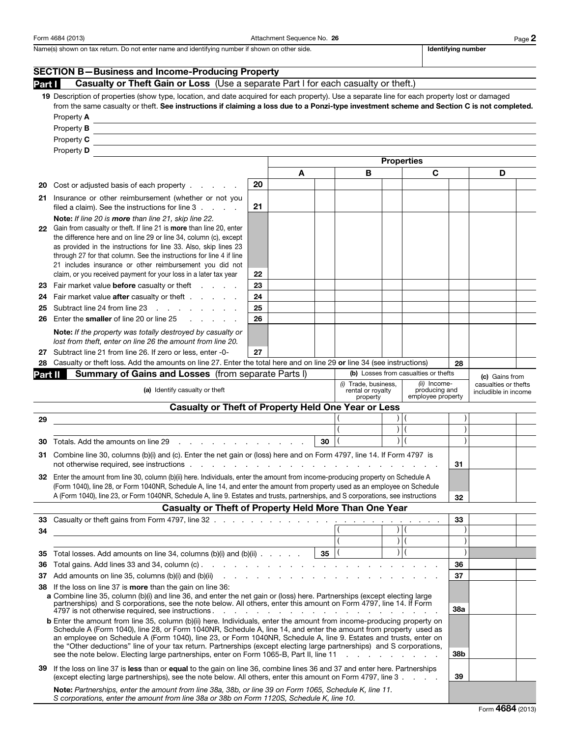Form 4684 (2013) Attachment Sequence No. **26** Page **2**

Name(s) shown on tax return. Do not enter name and identifying number if shown on other side. | **Identifying number**

## SECTION B—Business and Income-Producing Property

### Part I — Casualty or Theft Gain or Loss (Use a separate Part I for each casualty or theft.)

**19** Description of properties (show type, location, and date acquired for each property). Use a separate line for each property lost or damaged from the same casualty or theft. **See instructions if claiming a loss due to a Ponzi-type investment scheme and Section C is not completed.**

Property **A** ______________________

Property **B** ______________________

Property **C** ______________________

Property **D** ______________________

| | | Properties | | | |
|---|---|---|---|---|---|
| | | **A** | **B** | **C** | **D** |
| **20** Cost or adjusted basis of each property | 20 | | | | |
| **21** Insurance or other reimbursement (whether or not you filed a claim). See the instructions for line 3 | 21 | | | | |
| **Note:** *If line 20 is* **more** *than line 21, skip line 22.* **22** Gain from casualty or theft. If line 21 is **more** than line 20, enter the difference here and on line 29 or line 34, column (c), except as provided in the instructions for line 33. Also, skip lines 23 through 27 for that column. See the instructions for line 4 if line 21 includes insurance or other reimbursement you did not claim, or you received payment for your loss in a later tax year | 22 | | | | |
| **23** Fair market value **before** casualty or theft | 23 | | | | |
| **24** Fair market value **after** casualty or theft | 24 | | | | |
| **25** Subtract line 24 from line 23 | 25 | | | | |
| **26** Enter the **smaller** of line 20 or line 25 | 26 | | | | |
| **Note:** *If the property was totally destroyed by casualty or lost from theft, enter on line 26 the amount from line 20.* | | | | | |
| **27** Subtract line 21 from line 26. If zero or less, enter -0- | 27 | | | | |

**28** Casualty or theft loss. Add the amounts on line 27. Enter the total here and on line 29 **or** line 34 (see instructions) | **28** |

### Part II — Summary of Gains and Losses (from separate Parts I)

| (a) Identify casualty or theft | | (b) Losses from casualties or thefts (i) Trade, business, rental or royalty property | (b) Losses from casualties or thefts (ii) Income-producing and employee property | (c) Gains from casualties or thefts includible in income |
|---|---|---|---|---|
| **Casualty or Theft of Property Held One Year or Less** | | | | |
| **29** | | ( ) | ( ) | |
| | | ( ) | ( ) | |
| **30** Totals. Add the amounts on line 29 | 30 | ( ) | ( ) | |
| **31** Combine line 30, columns (b)(i) and (c). Enter the net gain or (loss) here and on Form 4797, line 14. If Form 4797 is not otherwise required, see instructions | | | 31 | |
| **32** Enter the amount from line 30, column (b)(ii) here. Individuals, enter the amount from income-producing property on Schedule A (Form 1040), line 28, or Form 1040NR, Schedule A, line 14, and enter the amount from property used as an employee on Schedule A (Form 1040), line 23, or Form 1040NR, Schedule A, line 9. Estates and trusts, partnerships, and S corporations, see instructions | | | 32 | |
| **Casualty or Theft of Property Held More Than One Year** | | | | |
| **33** Casualty or theft gains from Form 4797, line 32 | | | 33 | |
| **34** | | ( ) | ( ) | |
| | | ( ) | ( ) | |
| **35** Total losses. Add amounts on line 34, columns (b)(i) and (b)(ii) | 35 | ( ) | ( ) | |
| **36** Total gains. Add lines 33 and 34, column (c) | | | 36 | |
| **37** Add amounts on line 35, columns (b)(i) and (b)(ii) | | | 37 | |

**38** If the loss on line 37 is **more** than the gain on line 36:

**a** Combine line 35, column (b)(i) and line 36, and enter the net gain or (loss) here. Partnerships (except electing large partnerships) and S corporations, see the note below. All others, enter this amount on Form 4797, line 14. If Form 4797 is not otherwise required, see instructions | **38a** |

**b** Enter the amount from line 35, column (b)(ii) here. Individuals, enter the amount from income-producing property on Schedule A (Form 1040), line 28, or Form 1040NR, Schedule A, line 14, and enter the amount from property used as an employee on Schedule A (Form 1040), line 23, or Form 1040NR, Schedule A, line 9. Estates and trusts, enter on the "Other deductions" line of your tax return. Partnerships (except electing large partnerships) and S corporations, see the note below. Electing large partnerships, enter on Form 1065-B, Part II, line 11 | **38b** |

**39** If the loss on line 37 is **less** than or **equal** to the gain on line 36, combine lines 36 and 37 and enter here. Partnerships (except electing large partnerships), see the note below. All others, enter this amount on Form 4797, line 3 | **39** |

**Note:** *Partnerships, enter the amount from line 38a, 38b, or line 39 on Form 1065, Schedule K, line 11. S corporations, enter the amount from line 38a or 38b on Form 1120S, Schedule K, line 10.*

Form **4684** (2013)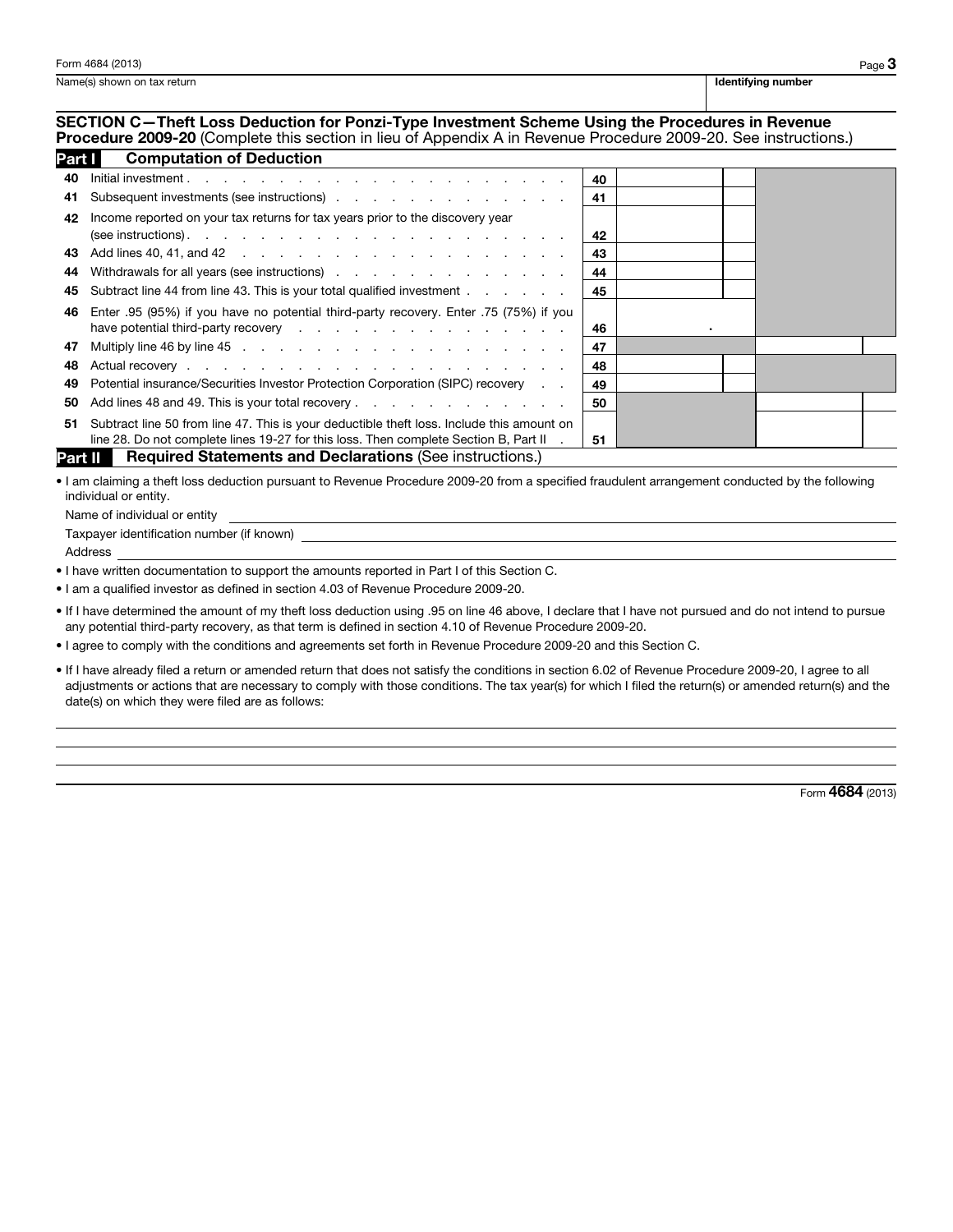Name(s) shown on tax return | Identifying number

## SECTION C—Theft Loss Deduction for Ponzi-Type Investment Scheme Using the Procedures in Revenue Procedure 2009-20 (Complete this section in lieu of Appendix A in Revenue Procedure 2009-20. See instructions.)

### Part I Computation of Deduction

| | | | | |
|---|---|---|---|---|
| 40 | Initial investment | 40 | | |
| 41 | Subsequent investments (see instructions) | 41 | | |
| 42 | Income reported on your tax returns for tax years prior to the discovery year (see instructions) | 42 | | |
| 43 | Add lines 40, 41, and 42 | 43 | | |
| 44 | Withdrawals for all years (see instructions) | 44 | | |
| 45 | Subtract line 44 from line 43. This is your total qualified investment | 45 | | |
| 46 | Enter .95 (95%) if you have no potential third-party recovery. Enter .75 (75%) if you have potential third-party recovery | 46 | . | |
| 47 | Multiply line 46 by line 45 | 47 | | |
| 48 | Actual recovery | 48 | | |
| 49 | Potential insurance/Securities Investor Protection Corporation (SIPC) recovery | 49 | | |
| 50 | Add lines 48 and 49. This is your total recovery | 50 | | |
| 51 | Subtract line 50 from line 47. This is your deductible theft loss. Include this amount on line 28. Do not complete lines 19-27 for this loss. Then complete Section B, Part II | 51 | | |

### Part II Required Statements and Declarations (See instructions.)

- I am claiming a theft loss deduction pursuant to Revenue Procedure 2009-20 from a specified fraudulent arrangement conducted by the following individual or entity.

  Name of individual or entity \_\_\_\_\_\_\_\_\_\_

  Taxpayer identification number (if known) \_\_\_\_\_\_\_\_\_\_

  Address \_\_\_\_\_\_\_\_\_\_

- I have written documentation to support the amounts reported in Part I of this Section C.
- I am a qualified investor as defined in section 4.03 of Revenue Procedure 2009-20.
- If I have determined the amount of my theft loss deduction using .95 on line 46 above, I declare that I have not pursued and do not intend to pursue any potential third-party recovery, as that term is defined in section 4.10 of Revenue Procedure 2009-20.
- I agree to comply with the conditions and agreements set forth in Revenue Procedure 2009-20 and this Section C.
- If I have already filed a return or amended return that does not satisfy the conditions in section 6.02 of Revenue Procedure 2009-20, I agree to all adjustments or actions that are necessary to comply with those conditions. The tax year(s) for which I filed the return(s) or amended return(s) and the date(s) on which they were filed are as follows:

Form **4684** (2013)